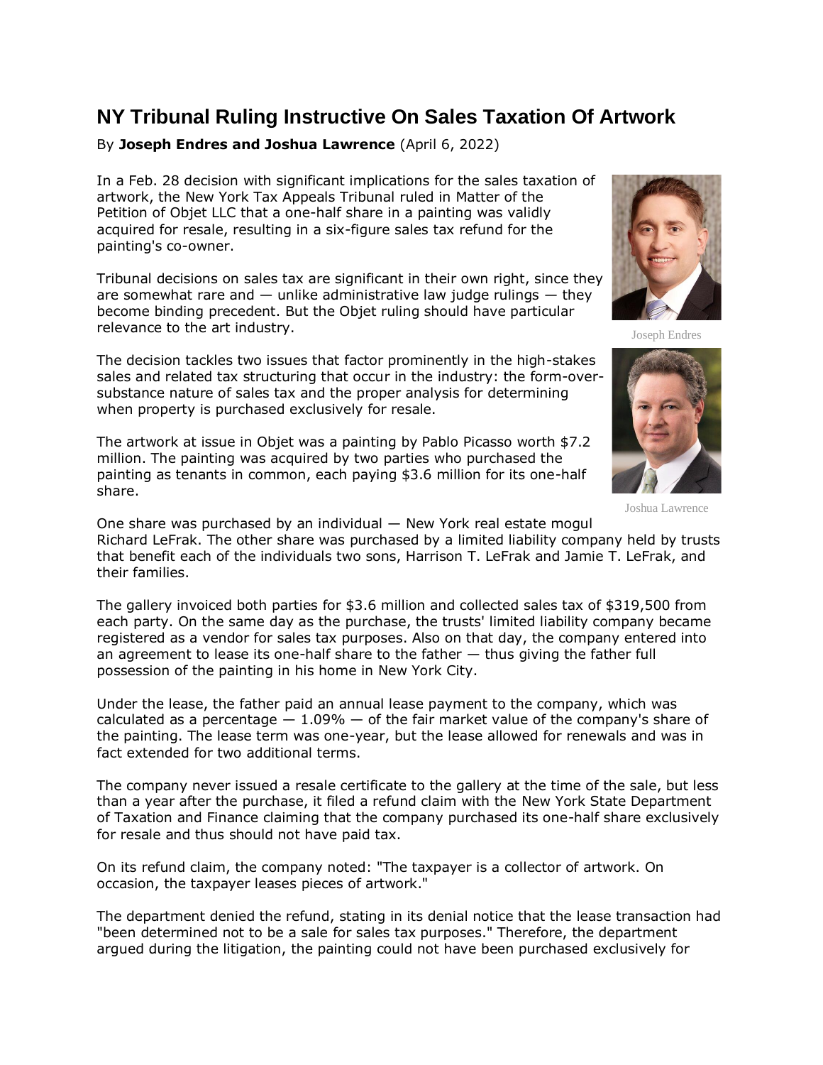# NY Tribunal Ruling Instructive On Sales Taxation Of Artwork

By **Joseph Endres and Joshua Lawrence** (April 6, 2022)

In a Feb. 28 decision with significant implications for the sales taxation of artwork, the New York Tax Appeals Tribunal ruled in Matter of the Petition of Objet LLC that a one-half share in a painting was validly acquired for resale, resulting in a six-figure sales tax refund for the painting's co-owner.

Joseph Endres

Tribunal decisions on sales tax are significant in their own right, since they are somewhat rare and — unlike administrative law judge rulings — they become binding precedent. But the Objet ruling should have particular relevance to the art industry.

Joshua Lawrence

The decision tackles two issues that factor prominently in the high-stakes sales and related tax structuring that occur in the industry: the form-over-substance nature of sales tax and the proper analysis for determining when property is purchased exclusively for resale.

The artwork at issue in Objet was a painting by Pablo Picasso worth $7.2 million. The painting was acquired by two parties who purchased the painting as tenants in common, each paying $3.6 million for its one-half share.

One share was purchased by an individual — New York real estate mogul Richard LeFrak. The other share was purchased by a limited liability company held by trusts that benefit each of the individuals two sons, Harrison T. LeFrak and Jamie T. LeFrak, and their families.

The gallery invoiced both parties for $3.6 million and collected sales tax of $319,500 from each party. On the same day as the purchase, the trusts' limited liability company became registered as a vendor for sales tax purposes. Also on that day, the company entered into an agreement to lease its one-half share to the father — thus giving the father full possession of the painting in his home in New York City.

Under the lease, the father paid an annual lease payment to the company, which was calculated as a percentage — 1.09% — of the fair market value of the company's share of the painting. The lease term was one-year, but the lease allowed for renewals and was in fact extended for two additional terms.

The company never issued a resale certificate to the gallery at the time of the sale, but less than a year after the purchase, it filed a refund claim with the New York State Department of Taxation and Finance claiming that the company purchased its one-half share exclusively for resale and thus should not have paid tax.

On its refund claim, the company noted: "The taxpayer is a collector of artwork. On occasion, the taxpayer leases pieces of artwork."

The department denied the refund, stating in its denial notice that the lease transaction had "been determined not to be a sale for sales tax purposes." Therefore, the department argued during the litigation, the painting could not have been purchased exclusively for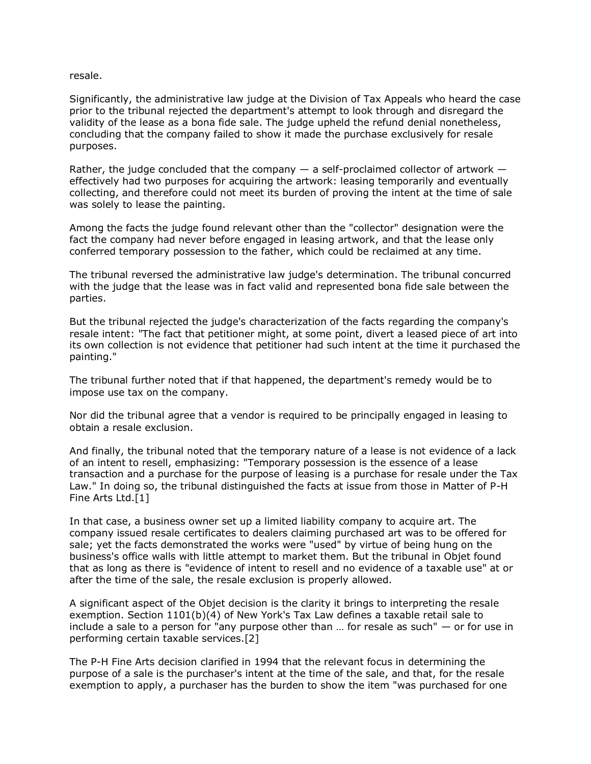resale.

Significantly, the administrative law judge at the Division of Tax Appeals who heard the case prior to the tribunal rejected the department's attempt to look through and disregard the validity of the lease as a bona fide sale. The judge upheld the refund denial nonetheless, concluding that the company failed to show it made the purchase exclusively for resale purposes.

Rather, the judge concluded that the company — a self-proclaimed collector of artwork — effectively had two purposes for acquiring the artwork: leasing temporarily and eventually collecting, and therefore could not meet its burden of proving the intent at the time of sale was solely to lease the painting.

Among the facts the judge found relevant other than the "collector" designation were the fact the company had never before engaged in leasing artwork, and that the lease only conferred temporary possession to the father, which could be reclaimed at any time.

The tribunal reversed the administrative law judge's determination. The tribunal concurred with the judge that the lease was in fact valid and represented bona fide sale between the parties.

But the tribunal rejected the judge's characterization of the facts regarding the company's resale intent: "The fact that petitioner might, at some point, divert a leased piece of art into its own collection is not evidence that petitioner had such intent at the time it purchased the painting."

The tribunal further noted that if that happened, the department's remedy would be to impose use tax on the company.

Nor did the tribunal agree that a vendor is required to be principally engaged in leasing to obtain a resale exclusion.

And finally, the tribunal noted that the temporary nature of a lease is not evidence of a lack of an intent to resell, emphasizing: "Temporary possession is the essence of a lease transaction and a purchase for the purpose of leasing is a purchase for resale under the Tax Law." In doing so, the tribunal distinguished the facts at issue from those in Matter of P-H Fine Arts Ltd.[1]

In that case, a business owner set up a limited liability company to acquire art. The company issued resale certificates to dealers claiming purchased art was to be offered for sale; yet the facts demonstrated the works were "used" by virtue of being hung on the business's office walls with little attempt to market them. But the tribunal in Objet found that as long as there is "evidence of intent to resell and no evidence of a taxable use" at or after the time of the sale, the resale exclusion is properly allowed.

A significant aspect of the Objet decision is the clarity it brings to interpreting the resale exemption. Section 1101(b)(4) of New York's Tax Law defines a taxable retail sale to include a sale to a person for "any purpose other than … for resale as such" — or for use in performing certain taxable services.[2]

The P-H Fine Arts decision clarified in 1994 that the relevant focus in determining the purpose of a sale is the purchaser's intent at the time of the sale, and that, for the resale exemption to apply, a purchaser has the burden to show the item "was purchased for one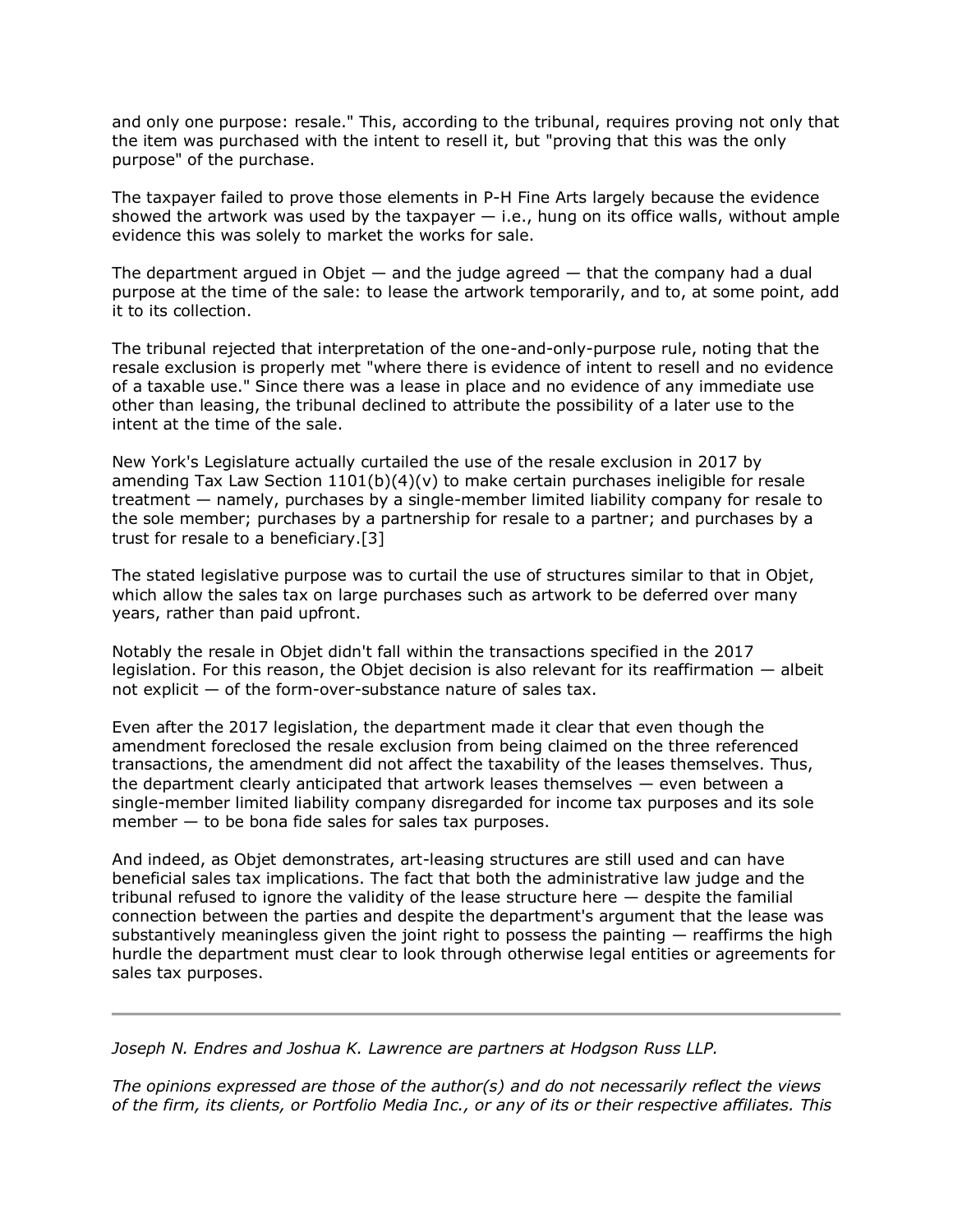and only one purpose: resale." This, according to the tribunal, requires proving not only that the item was purchased with the intent to resell it, but "proving that this was the only purpose" of the purchase.

The taxpayer failed to prove those elements in P-H Fine Arts largely because the evidence showed the artwork was used by the taxpayer — i.e., hung on its office walls, without ample evidence this was solely to market the works for sale.

The department argued in Objet — and the judge agreed — that the company had a dual purpose at the time of the sale: to lease the artwork temporarily, and to, at some point, add it to its collection.

The tribunal rejected that interpretation of the one-and-only-purpose rule, noting that the resale exclusion is properly met "where there is evidence of intent to resell and no evidence of a taxable use." Since there was a lease in place and no evidence of any immediate use other than leasing, the tribunal declined to attribute the possibility of a later use to the intent at the time of the sale.

New York's Legislature actually curtailed the use of the resale exclusion in 2017 by amending Tax Law Section 1101(b)(4)(v) to make certain purchases ineligible for resale treatment — namely, purchases by a single-member limited liability company for resale to the sole member; purchases by a partnership for resale to a partner; and purchases by a trust for resale to a beneficiary.[3]

The stated legislative purpose was to curtail the use of structures similar to that in Objet, which allow the sales tax on large purchases such as artwork to be deferred over many years, rather than paid upfront.

Notably the resale in Objet didn't fall within the transactions specified in the 2017 legislation. For this reason, the Objet decision is also relevant for its reaffirmation — albeit not explicit — of the form-over-substance nature of sales tax.

Even after the 2017 legislation, the department made it clear that even though the amendment foreclosed the resale exclusion from being claimed on the three referenced transactions, the amendment did not affect the taxability of the leases themselves. Thus, the department clearly anticipated that artwork leases themselves — even between a single-member limited liability company disregarded for income tax purposes and its sole member — to be bona fide sales for sales tax purposes.

And indeed, as Objet demonstrates, art-leasing structures are still used and can have beneficial sales tax implications. The fact that both the administrative law judge and the tribunal refused to ignore the validity of the lease structure here — despite the familial connection between the parties and despite the department's argument that the lease was substantively meaningless given the joint right to possess the painting — reaffirms the high hurdle the department must clear to look through otherwise legal entities or agreements for sales tax purposes.

---

*Joseph N. Endres and Joshua K. Lawrence are partners at Hodgson Russ LLP.*

*The opinions expressed are those of the author(s) and do not necessarily reflect the views of the firm, its clients, or Portfolio Media Inc., or any of its or their respective affiliates. This*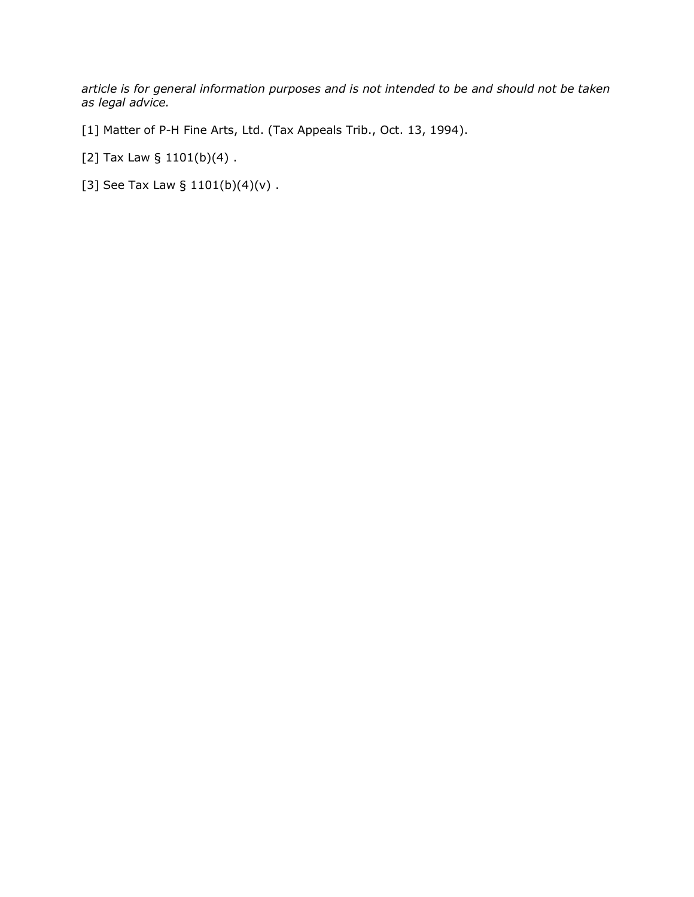*article is for general information purposes and is not intended to be and should not be taken as legal advice.*

[1] Matter of P-H Fine Arts, Ltd. (Tax Appeals Trib., Oct. 13, 1994).

[2] Tax Law § 1101(b)(4) .

[3] See Tax Law § 1101(b)(4)(v) .